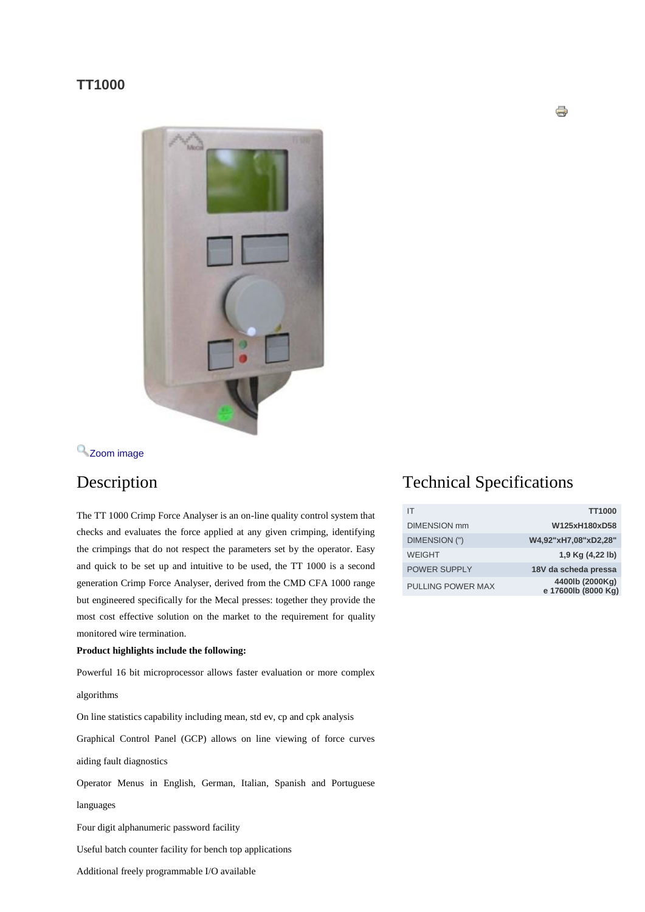# TT1000

Zoom image

## Description

The TT 1000 Crimp Force Analyser is an on-line quality control system that checks and evaluates the force applied at any given crimping, identifying the crimpings that do not respect the parameters set by the operator. Easy and quick to be set up and intuitive to be used, the TT 1000 is a second generation Crimp Force Analyser, derived from the CMD CFA 1000 range but engineered specifically for the Mecal presses: together they provide the most cost effective solution on the market to the requirement for quality monitored wire termination.

**Product highlights include the following:**

Powerful 16 bit microprocessor allows faster evaluation or more complex algorithms

On line statistics capability including mean, std ev, cp and cpk analysis

Graphical Control Panel (GCP) allows on line viewing of force curves aiding fault diagnostics

Operator Menus in English, German, Italian, Spanish and Portuguese languages

Four digit alphanumeric password facility

Useful batch counter facility for bench top applications

Additional freely programmable I/O available

## Technical Specifications

| IT | TT1000 |
|---|---|
| DIMENSION mm | W125xH180xD58 |
| DIMENSION (") | W4,92"xH7,08"xD2,28" |
| WEIGHT | 1,9 Kg (4,22 lb) |
| POWER SUPPLY | 18V da scheda pressa |
| PULLING POWER MAX | 4400lb (2000Kg) e 17600lb (8000 Kg) |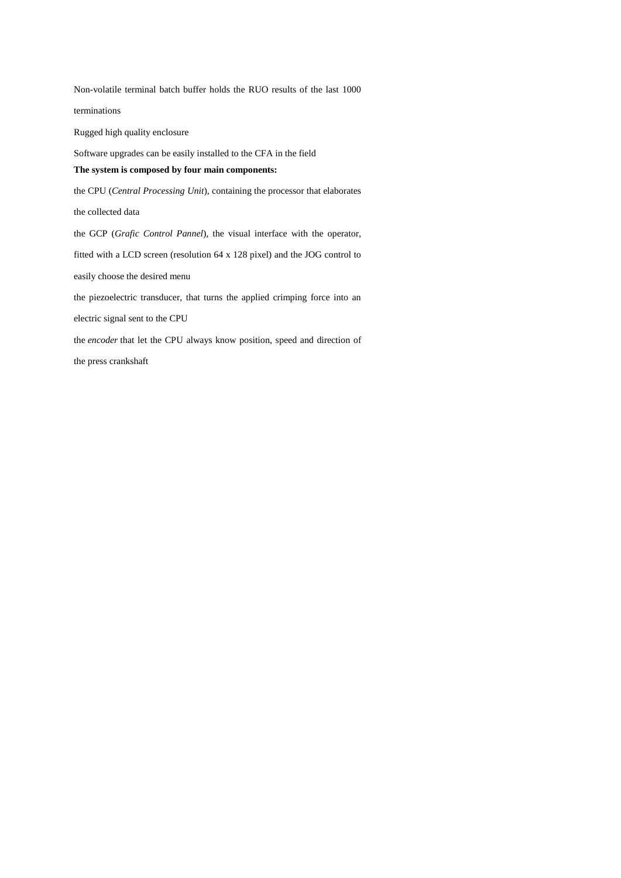Non-volatile terminal batch buffer holds the RUO results of the last 1000 terminations

Rugged high quality enclosure

Software upgrades can be easily installed to the CFA in the field

**The system is composed by four main components:**

the CPU (*Central Processing Unit*), containing the processor that elaborates the collected data

the GCP (*Grafic Control Pannel*), the visual interface with the operator, fitted with a LCD screen (resolution 64 x 128 pixel) and the JOG control to easily choose the desired menu

the piezoelectric transducer, that turns the applied crimping force into an electric signal sent to the CPU

the *encoder* that let the CPU always know position, speed and direction of the press crankshaft